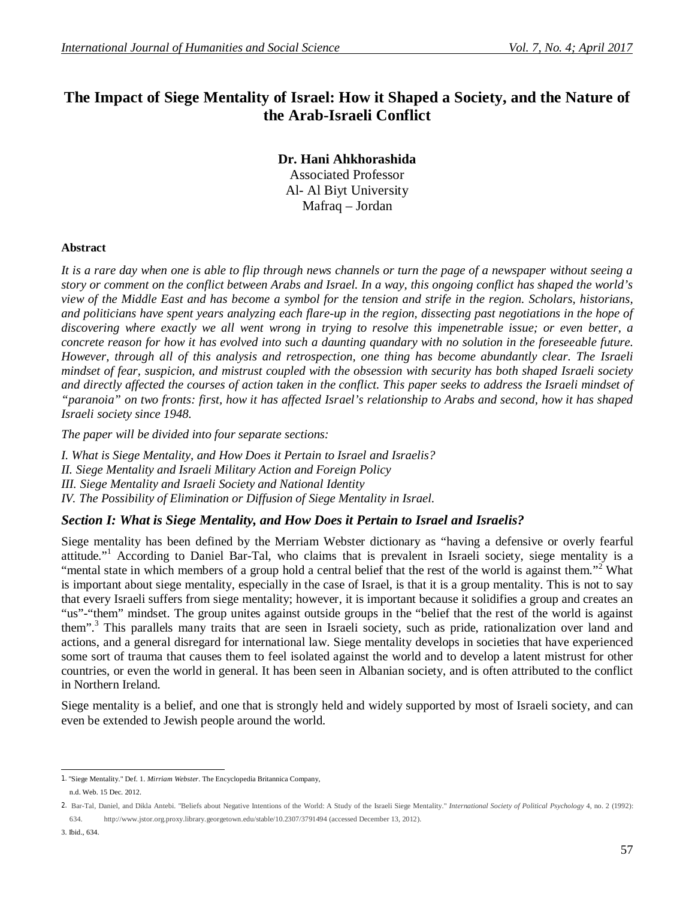# The Impact of Siege Mentality of Israel: How it Shaped a Society, and the Nature of the Arab-Israeli Conflict

**Dr. Hani Ahkhorashida**
Associated Professor
Al- Al Biyt University
Mafraq – Jordan

## Abstract

*It is a rare day when one is able to flip through news channels or turn the page of a newspaper without seeing a story or comment on the conflict between Arabs and Israel. In a way, this ongoing conflict has shaped the world's view of the Middle East and has become a symbol for the tension and strife in the region. Scholars, historians, and politicians have spent years analyzing each flare-up in the region, dissecting past negotiations in the hope of discovering where exactly we all went wrong in trying to resolve this impenetrable issue; or even better, a concrete reason for how it has evolved into such a daunting quandary with no solution in the foreseeable future. However, through all of this analysis and retrospection, one thing has become abundantly clear. The Israeli mindset of fear, suspicion, and mistrust coupled with the obsession with security has both shaped Israeli society and directly affected the courses of action taken in the conflict. This paper seeks to address the Israeli mindset of "paranoia" on two fronts: first, how it has affected Israel's relationship to Arabs and second, how it has shaped Israeli society since 1948.*

*The paper will be divided into four separate sections:*

*I. What is Siege Mentality, and How Does it Pertain to Israel and Israelis?*
*II. Siege Mentality and Israeli Military Action and Foreign Policy*
*III. Siege Mentality and Israeli Society and National Identity*
*IV. The Possibility of Elimination or Diffusion of Siege Mentality in Israel.*

## *Section I: What is Siege Mentality, and How Does it Pertain to Israel and Israelis?*

Siege mentality has been defined by the Merriam Webster dictionary as "having a defensive or overly fearful attitude."[1] According to Daniel Bar-Tal, who claims that is prevalent in Israeli society, siege mentality is a "mental state in which members of a group hold a central belief that the rest of the world is against them."[2] What is important about siege mentality, especially in the case of Israel, is that it is a group mentality. This is not to say that every Israeli suffers from siege mentality; however, it is important because it solidifies a group and creates an "us"-"them" mindset. The group unites against outside groups in the "belief that the rest of the world is against them".[3] This parallels many traits that are seen in Israeli society, such as pride, rationalization over land and actions, and a general disregard for international law. Siege mentality develops in societies that have experienced some sort of trauma that causes them to feel isolated against the world and to develop a latent mistrust for other countries, or even the world in general. It has been seen in Albanian society, and is often attributed to the conflict in Northern Ireland.

Siege mentality is a belief, and one that is strongly held and widely supported by most of Israeli society, and can even be extended to Jewish people around the world.

---

1. "Siege Mentality." Def. 1. *Mirriam Webster*. The Encyclopedia Britannica Company, n.d. Web. 15 Dec. 2012.

2. Bar-Tal, Daniel, and Dikla Antebi. "Beliefs about Negative Intentions of the World: A Study of the Israeli Siege Mentality." *International Society of Political Psychology* 4, no. 2 (1992): 634. http://www.jstor.org.proxy.library.georgetown.edu/stable/10.2307/3791494 (accessed December 13, 2012).

3. Ibid., 634.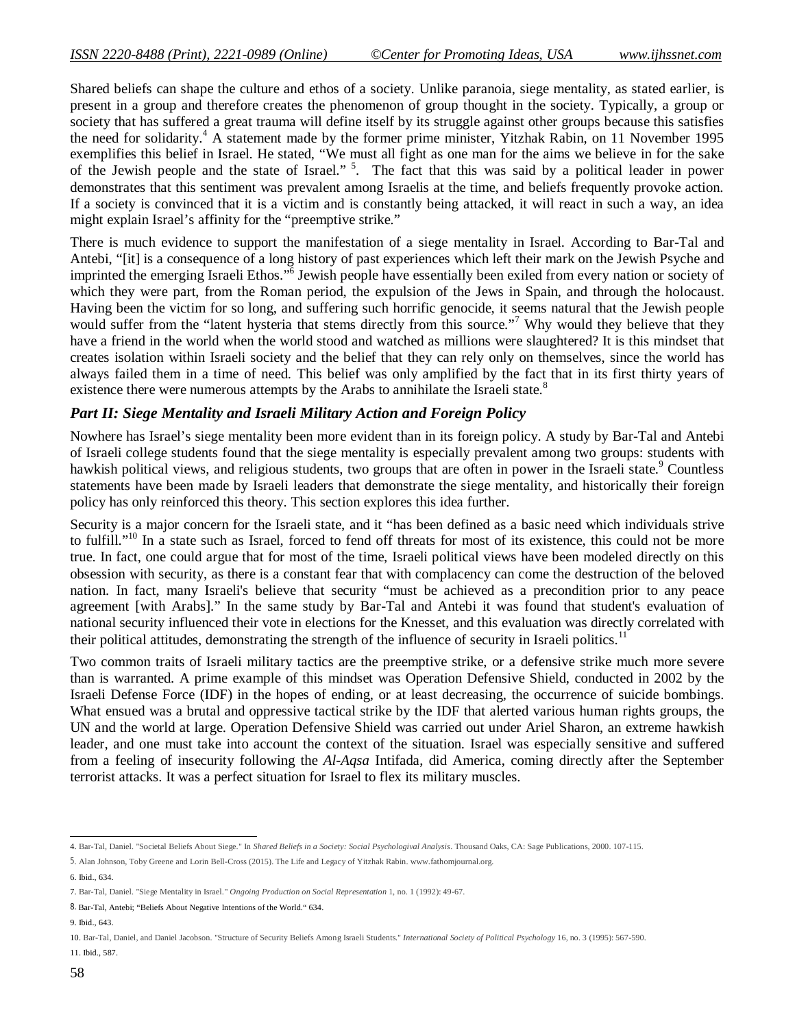Shared beliefs can shape the culture and ethos of a society. Unlike paranoia, siege mentality, as stated earlier, is present in a group and therefore creates the phenomenon of group thought in the society. Typically, a group or society that has suffered a great trauma will define itself by its struggle against other groups because this satisfies the need for solidarity.[4] A statement made by the former prime minister, Yitzhak Rabin, on 11 November 1995 exemplifies this belief in Israel. He stated, "We must all fight as one man for the aims we believe in for the sake of the Jewish people and the state of Israel." [5]. The fact that this was said by a political leader in power demonstrates that this sentiment was prevalent among Israelis at the time, and beliefs frequently provoke action. If a society is convinced that it is a victim and is constantly being attacked, it will react in such a way, an idea might explain Israel's affinity for the "preemptive strike."

There is much evidence to support the manifestation of a siege mentality in Israel. According to Bar-Tal and Antebi, "[it] is a consequence of a long history of past experiences which left their mark on the Jewish Psyche and imprinted the emerging Israeli Ethos."[6] Jewish people have essentially been exiled from every nation or society of which they were part, from the Roman period, the expulsion of the Jews in Spain, and through the holocaust. Having been the victim for so long, and suffering such horrific genocide, it seems natural that the Jewish people would suffer from the "latent hysteria that stems directly from this source."[7] Why would they believe that they have a friend in the world when the world stood and watched as millions were slaughtered? It is this mindset that creates isolation within Israeli society and the belief that they can rely only on themselves, since the world has always failed them in a time of need. This belief was only amplified by the fact that in its first thirty years of existence there were numerous attempts by the Arabs to annihilate the Israeli state.[8]

### *Part II: Siege Mentality and Israeli Military Action and Foreign Policy*

Nowhere has Israel's siege mentality been more evident than in its foreign policy. A study by Bar-Tal and Antebi of Israeli college students found that the siege mentality is especially prevalent among two groups: students with hawkish political views, and religious students, two groups that are often in power in the Israeli state.[9] Countless statements have been made by Israeli leaders that demonstrate the siege mentality, and historically their foreign policy has only reinforced this theory. This section explores this idea further.

Security is a major concern for the Israeli state, and it "has been defined as a basic need which individuals strive to fulfill."[10] In a state such as Israel, forced to fend off threats for most of its existence, this could not be more true. In fact, one could argue that for most of the time, Israeli political views have been modeled directly on this obsession with security, as there is a constant fear that with complacency can come the destruction of the beloved nation. In fact, many Israeli's believe that security "must be achieved as a precondition prior to any peace agreement [with Arabs]." In the same study by Bar-Tal and Antebi it was found that student's evaluation of national security influenced their vote in elections for the Knesset, and this evaluation was directly correlated with their political attitudes, demonstrating the strength of the influence of security in Israeli politics.[11]

Two common traits of Israeli military tactics are the preemptive strike, or a defensive strike much more severe than is warranted. A prime example of this mindset was Operation Defensive Shield, conducted in 2002 by the Israeli Defense Force (IDF) in the hopes of ending, or at least decreasing, the occurrence of suicide bombings. What ensued was a brutal and oppressive tactical strike by the IDF that alerted various human rights groups, the UN and the world at large. Operation Defensive Shield was carried out under Ariel Sharon, an extreme hawkish leader, and one must take into account the context of the situation. Israel was especially sensitive and suffered from a feeling of insecurity following the *Al-Aqsa* Intifada, did America, coming directly after the September terrorist attacks. It was a perfect situation for Israel to flex its military muscles.

---

4. Bar-Tal, Daniel. "Societal Beliefs About Siege." In *Shared Beliefs in a Society: Social Psychologival Analysis*. Thousand Oaks, CA: Sage Publications, 2000. 107-115.

5. Alan Johnson, Toby Greene and Lorin Bell-Cross (2015). The Life and Legacy of Yitzhak Rabin. www.fathomjournal.org.

6. Ibid., 634.

7. Bar-Tal, Daniel. "Siege Mentality in Israel." *Ongoing Production on Social Representation* 1, no. 1 (1992): 49-67.

8. Bar-Tal, Antebi; "Beliefs About Negative Intentions of the World." 634.

9. Ibid., 643.

10. Bar-Tal, Daniel, and Daniel Jacobson. "Structure of Security Beliefs Among Israeli Students." *International Society of Political Psychology* 16, no. 3 (1995): 567-590.

11. Ibid., 587.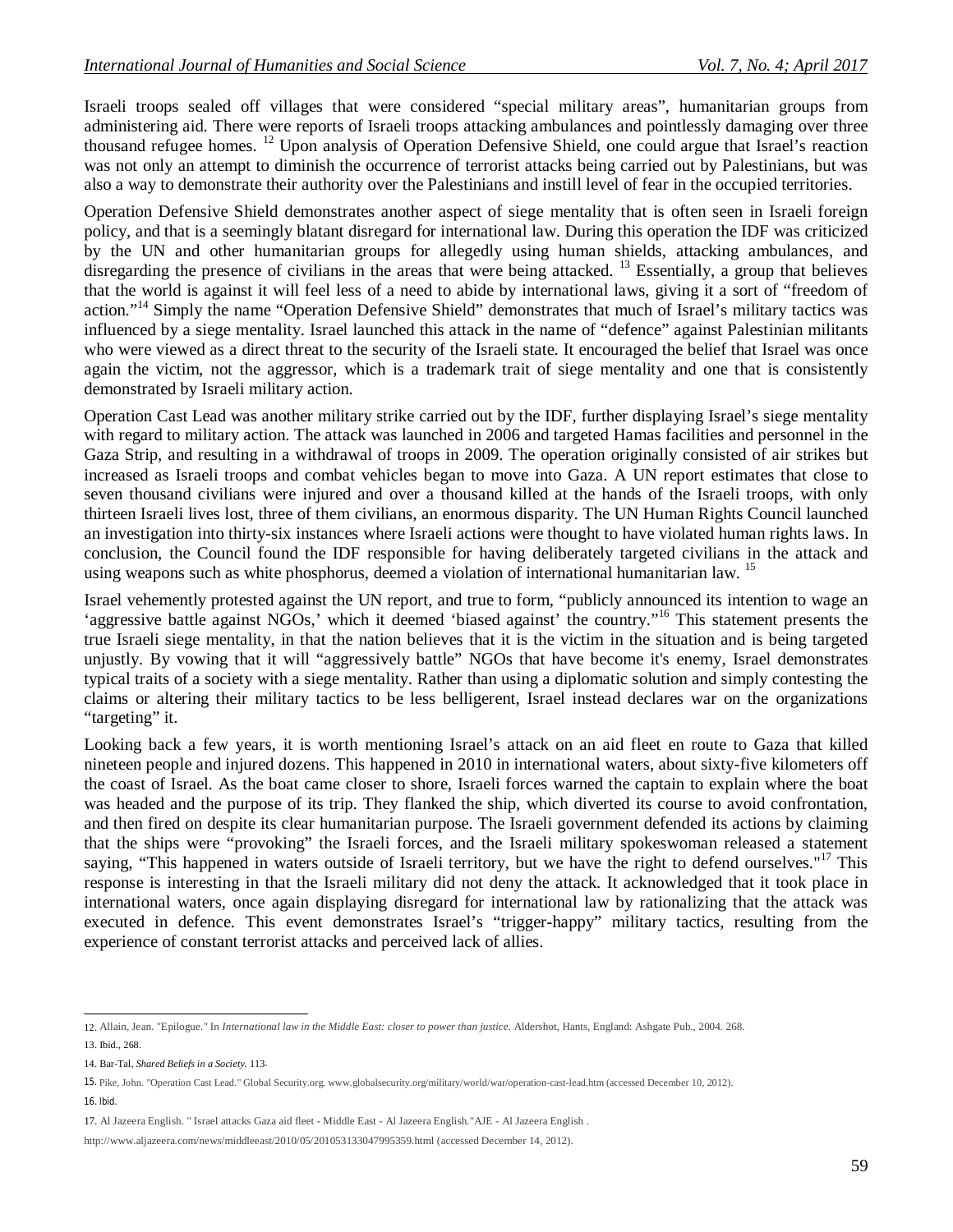Israeli troops sealed off villages that were considered "special military areas", humanitarian groups from administering aid. There were reports of Israeli troops attacking ambulances and pointlessly damaging over three thousand refugee homes. [12] Upon analysis of Operation Defensive Shield, one could argue that Israel's reaction was not only an attempt to diminish the occurrence of terrorist attacks being carried out by Palestinians, but was also a way to demonstrate their authority over the Palestinians and instill level of fear in the occupied territories.

Operation Defensive Shield demonstrates another aspect of siege mentality that is often seen in Israeli foreign policy, and that is a seemingly blatant disregard for international law. During this operation the IDF was criticized by the UN and other humanitarian groups for allegedly using human shields, attacking ambulances, and disregarding the presence of civilians in the areas that were being attacked. [13] Essentially, a group that believes that the world is against it will feel less of a need to abide by international laws, giving it a sort of "freedom of action."[14] Simply the name "Operation Defensive Shield" demonstrates that much of Israel's military tactics was influenced by a siege mentality. Israel launched this attack in the name of "defence" against Palestinian militants who were viewed as a direct threat to the security of the Israeli state. It encouraged the belief that Israel was once again the victim, not the aggressor, which is a trademark trait of siege mentality and one that is consistently demonstrated by Israeli military action.

Operation Cast Lead was another military strike carried out by the IDF, further displaying Israel's siege mentality with regard to military action. The attack was launched in 2006 and targeted Hamas facilities and personnel in the Gaza Strip, and resulting in a withdrawal of troops in 2009. The operation originally consisted of air strikes but increased as Israeli troops and combat vehicles began to move into Gaza. A UN report estimates that close to seven thousand civilians were injured and over a thousand killed at the hands of the Israeli troops, with only thirteen Israeli lives lost, three of them civilians, an enormous disparity. The UN Human Rights Council launched an investigation into thirty-six instances where Israeli actions were thought to have violated human rights laws. In conclusion, the Council found the IDF responsible for having deliberately targeted civilians in the attack and using weapons such as white phosphorus, deemed a violation of international humanitarian law. [15]

Israel vehemently protested against the UN report, and true to form, "publicly announced its intention to wage an 'aggressive battle against NGOs,' which it deemed 'biased against' the country."[16] This statement presents the true Israeli siege mentality, in that the nation believes that it is the victim in the situation and is being targeted unjustly. By vowing that it will "aggressively battle" NGOs that have become it's enemy, Israel demonstrates typical traits of a society with a siege mentality. Rather than using a diplomatic solution and simply contesting the claims or altering their military tactics to be less belligerent, Israel instead declares war on the organizations "targeting" it.

Looking back a few years, it is worth mentioning Israel's attack on an aid fleet en route to Gaza that killed nineteen people and injured dozens. This happened in 2010 in international waters, about sixty-five kilometers off the coast of Israel. As the boat came closer to shore, Israeli forces warned the captain to explain where the boat was headed and the purpose of its trip. They flanked the ship, which diverted its course to avoid confrontation, and then fired on despite its clear humanitarian purpose. The Israeli government defended its actions by claiming that the ships were "provoking" the Israeli forces, and the Israeli military spokeswoman released a statement saying, "This happened in waters outside of Israeli territory, but we have the right to defend ourselves."[17] This response is interesting in that the Israeli military did not deny the attack. It acknowledged that it took place in international waters, once again displaying disregard for international law by rationalizing that the attack was executed in defence. This event demonstrates Israel's "trigger-happy" military tactics, resulting from the experience of constant terrorist attacks and perceived lack of allies.

---

12. Allain, Jean. "Epilogue." In *International law in the Middle East: closer to power than justice.* Aldershot, Hants, England: Ashgate Pub., 2004. 268.

13. Ibid., 268.

14. Bar-Tal, *Shared Beliefs in a Society.* 113.

15. Pike, John. "Operation Cast Lead." Global Security.org. www.globalsecurity.org/military/world/war/operation-cast-lead.htm (accessed December 10, 2012).

16. Ibid.

17. Al Jazeera English. " Israel attacks Gaza aid fleet - Middle East - Al Jazeera English."AJE - Al Jazeera English . http://www.aljazeera.com/news/middleeast/2010/05/201053133047995359.html (accessed December 14, 2012).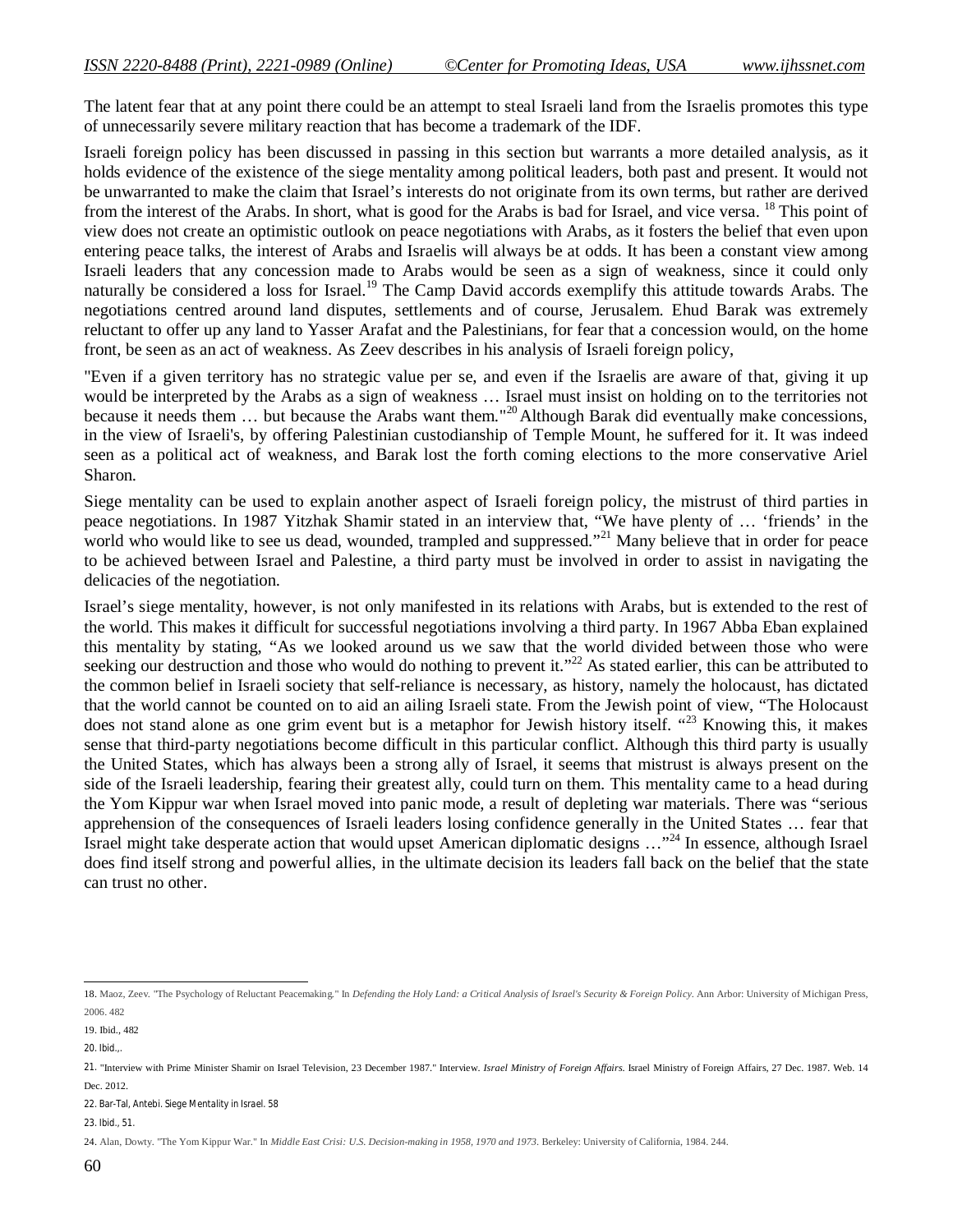The latent fear that at any point there could be an attempt to steal Israeli land from the Israelis promotes this type of unnecessarily severe military reaction that has become a trademark of the IDF.

Israeli foreign policy has been discussed in passing in this section but warrants a more detailed analysis, as it holds evidence of the existence of the siege mentality among political leaders, both past and present. It would not be unwarranted to make the claim that Israel's interests do not originate from its own terms, but rather are derived from the interest of the Arabs. In short, what is good for the Arabs is bad for Israel, and vice versa. [18] This point of view does not create an optimistic outlook on peace negotiations with Arabs, as it fosters the belief that even upon entering peace talks, the interest of Arabs and Israelis will always be at odds. It has been a constant view among Israeli leaders that any concession made to Arabs would be seen as a sign of weakness, since it could only naturally be considered a loss for Israel.[19] The Camp David accords exemplify this attitude towards Arabs. The negotiations centred around land disputes, settlements and of course, Jerusalem. Ehud Barak was extremely reluctant to offer up any land to Yasser Arafat and the Palestinians, for fear that a concession would, on the home front, be seen as an act of weakness. As Zeev describes in his analysis of Israeli foreign policy,

"Even if a given territory has no strategic value per se, and even if the Israelis are aware of that, giving it up would be interpreted by the Arabs as a sign of weakness … Israel must insist on holding on to the territories not because it needs them … but because the Arabs want them."[20] Although Barak did eventually make concessions, in the view of Israeli's, by offering Palestinian custodianship of Temple Mount, he suffered for it. It was indeed seen as a political act of weakness, and Barak lost the forth coming elections to the more conservative Ariel Sharon.

Siege mentality can be used to explain another aspect of Israeli foreign policy, the mistrust of third parties in peace negotiations. In 1987 Yitzhak Shamir stated in an interview that, "We have plenty of … 'friends' in the world who would like to see us dead, wounded, trampled and suppressed."[21] Many believe that in order for peace to be achieved between Israel and Palestine, a third party must be involved in order to assist in navigating the delicacies of the negotiation.

Israel's siege mentality, however, is not only manifested in its relations with Arabs, but is extended to the rest of the world. This makes it difficult for successful negotiations involving a third party. In 1967 Abba Eban explained this mentality by stating, "As we looked around us we saw that the world divided between those who were seeking our destruction and those who would do nothing to prevent it."[22] As stated earlier, this can be attributed to the common belief in Israeli society that self-reliance is necessary, as history, namely the holocaust, has dictated that the world cannot be counted on to aid an ailing Israeli state. From the Jewish point of view, "The Holocaust does not stand alone as one grim event but is a metaphor for Jewish history itself. "[23] Knowing this, it makes sense that third-party negotiations become difficult in this particular conflict. Although this third party is usually the United States, which has always been a strong ally of Israel, it seems that mistrust is always present on the side of the Israeli leadership, fearing their greatest ally, could turn on them. This mentality came to a head during the Yom Kippur war when Israel moved into panic mode, a result of depleting war materials. There was "serious apprehension of the consequences of Israeli leaders losing confidence generally in the United States … fear that Israel might take desperate action that would upset American diplomatic designs …"[24] In essence, although Israel does find itself strong and powerful allies, in the ultimate decision its leaders fall back on the belief that the state can trust no other.

---

18. Maoz, Zeev. "The Psychology of Reluctant Peacemaking." In *Defending the Holy Land: a Critical Analysis of Israel's Security & Foreign Policy*. Ann Arbor: University of Michigan Press, 2006. 482

19. Ibid., 482

20. Ibid.,.

21. "Interview with Prime Minister Shamir on Israel Television, 23 December 1987." Interview. *Israel Ministry of Foreign Affairs*. Israel Ministry of Foreign Affairs, 27 Dec. 1987. Web. 14 Dec. 2012.

22. Bar-Tal, Antebi. Siege Mentality in Israel. 58

23. Ibid., 51.

24. Alan, Dowty. "The Yom Kippur War." In *Middle East Crisi: U.S. Decision-making in 1958, 1970 and 1973*. Berkeley: University of California, 1984. 244.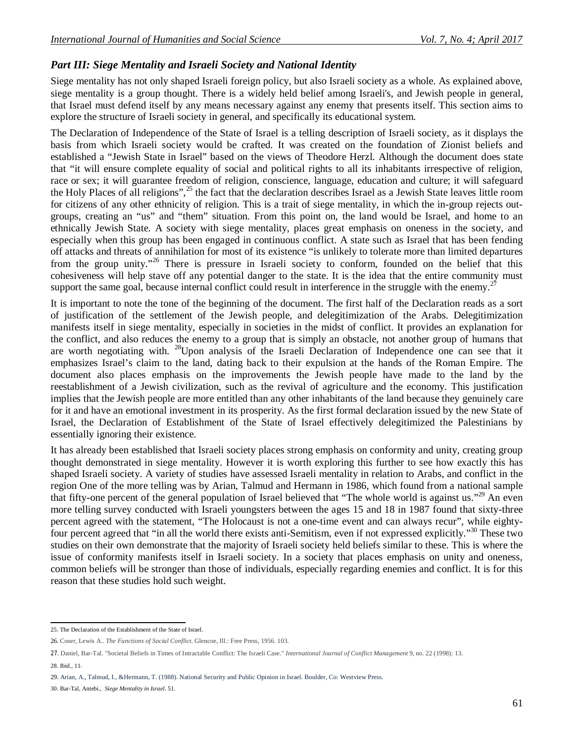## *Part III: Siege Mentality and Israeli Society and National Identity*

Siege mentality has not only shaped Israeli foreign policy, but also Israeli society as a whole. As explained above, siege mentality is a group thought. There is a widely held belief among Israeli's, and Jewish people in general, that Israel must defend itself by any means necessary against any enemy that presents itself. This section aims to explore the structure of Israeli society in general, and specifically its educational system.

The Declaration of Independence of the State of Israel is a telling description of Israeli society, as it displays the basis from which Israeli society would be crafted. It was created on the foundation of Zionist beliefs and established a "Jewish State in Israel" based on the views of Theodore Herzl. Although the document does state that "it will ensure complete equality of social and political rights to all its inhabitants irrespective of religion, race or sex; it will guarantee freedom of religion, conscience, language, education and culture; it will safeguard the Holy Places of all religions",[25] the fact that the declaration describes Israel as a Jewish State leaves little room for citizens of any other ethnicity of religion. This is a trait of siege mentality, in which the in-group rejects out-groups, creating an "us" and "them" situation. From this point on, the land would be Israel, and home to an ethnically Jewish State. A society with siege mentality, places great emphasis on oneness in the society, and especially when this group has been engaged in continuous conflict. A state such as Israel that has been fending off attacks and threats of annihilation for most of its existence "is unlikely to tolerate more than limited departures from the group unity."[26] There is pressure in Israeli society to conform, founded on the belief that this cohesiveness will help stave off any potential danger to the state. It is the idea that the entire community must support the same goal, because internal conflict could result in interference in the struggle with the enemy.[27]

It is important to note the tone of the beginning of the document. The first half of the Declaration reads as a sort of justification of the settlement of the Jewish people, and delegitimization of the Arabs. Delegitimization manifests itself in siege mentality, especially in societies in the midst of conflict. It provides an explanation for the conflict, and also reduces the enemy to a group that is simply an obstacle, not another group of humans that are worth negotiating with. [28]Upon analysis of the Israeli Declaration of Independence one can see that it emphasizes Israel's claim to the land, dating back to their expulsion at the hands of the Roman Empire. The document also places emphasis on the improvements the Jewish people have made to the land by the reestablishment of a Jewish civilization, such as the revival of agriculture and the economy. This justification implies that the Jewish people are more entitled than any other inhabitants of the land because they genuinely care for it and have an emotional investment in its prosperity. As the first formal declaration issued by the new State of Israel, the Declaration of Establishment of the State of Israel effectively delegitimized the Palestinians by essentially ignoring their existence.

It has already been established that Israeli society places strong emphasis on conformity and unity, creating group thought demonstrated in siege mentality. However it is worth exploring this further to see how exactly this has shaped Israeli society. A variety of studies have assessed Israeli mentality in relation to Arabs, and conflict in the region One of the more telling was by Arian, Talmud and Hermann in 1986, which found from a national sample that fifty-one percent of the general population of Israel believed that "The whole world is against us."[29] An even more telling survey conducted with Israeli youngsters between the ages 15 and 18 in 1987 found that sixty-three percent agreed with the statement, "The Holocaust is not a one-time event and can always recur", while eighty-four percent agreed that "in all the world there exists anti-Semitism, even if not expressed explicitly."[30] These two studies on their own demonstrate that the majority of Israeli society held beliefs similar to these. This is where the issue of conformity manifests itself in Israeli society. In a society that places emphasis on unity and oneness, common beliefs will be stronger than those of individuals, especially regarding enemies and conflict. It is for this reason that these studies hold such weight.

---

25. The Declaration of the Establishment of the State of Israel.

26. Coser, Lewis A.. *The Functions of Social Conflict*. Glencoe, Ill.: Free Press, 1956. 103.

27. Daniel, Bar-Tal. "Societal Beliefs in Times of Intractable Conflict: The Israeli Case." *International Journal of Conflict Management* 9, no. 22 (1998): 13.

28. Ibid., 11.

29. Arian, A., Talmud, I., &Hermann, T. (1988). National Security and Public Opinion in Israel. Boulder, Co: Westview Press.

30. Bar-Tal, Antebi., *Siege Mentality in Israel*. 51.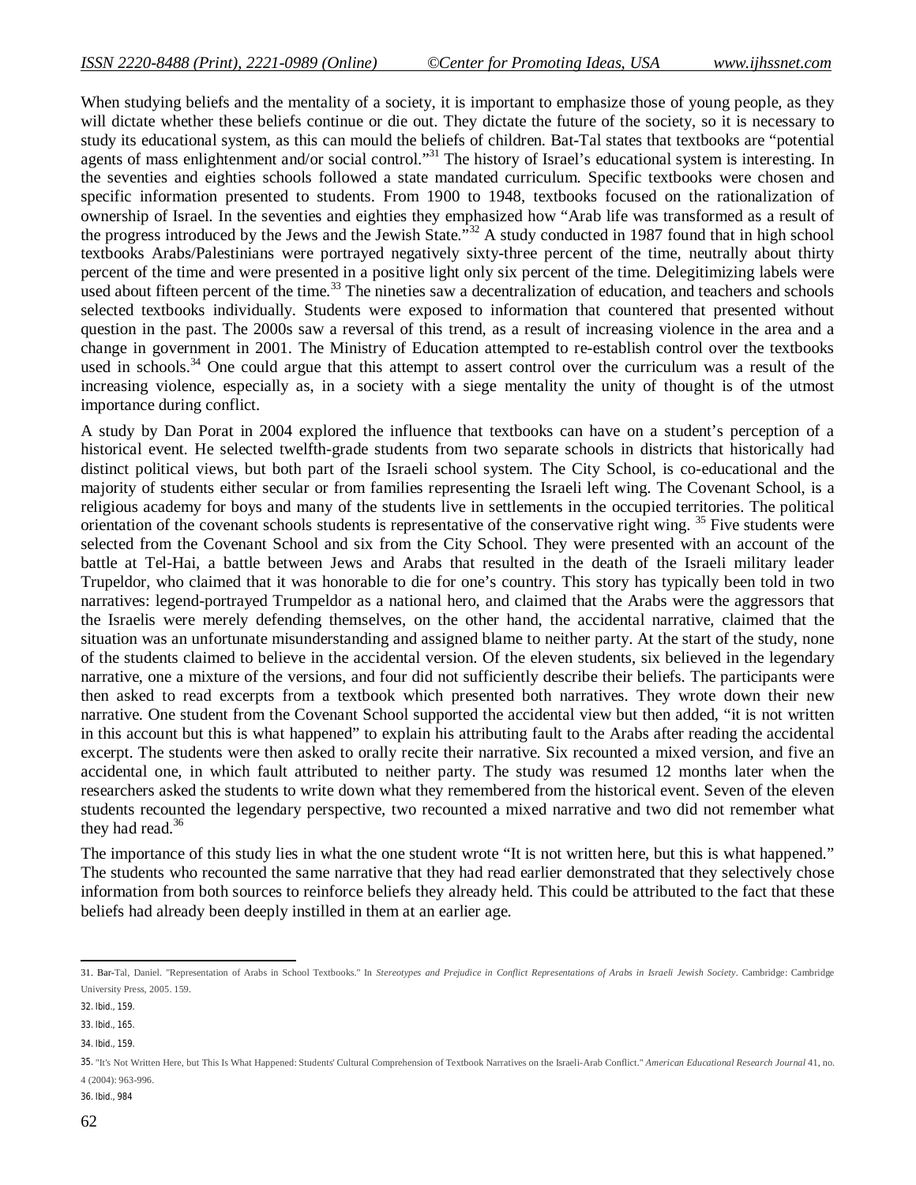When studying beliefs and the mentality of a society, it is important to emphasize those of young people, as they will dictate whether these beliefs continue or die out. They dictate the future of the society, so it is necessary to study its educational system, as this can mould the beliefs of children. Bat-Tal states that textbooks are "potential agents of mass enlightenment and/or social control."[31] The history of Israel's educational system is interesting. In the seventies and eighties schools followed a state mandated curriculum. Specific textbooks were chosen and specific information presented to students. From 1900 to 1948, textbooks focused on the rationalization of ownership of Israel. In the seventies and eighties they emphasized how "Arab life was transformed as a result of the progress introduced by the Jews and the Jewish State."[32] A study conducted in 1987 found that in high school textbooks Arabs/Palestinians were portrayed negatively sixty-three percent of the time, neutrally about thirty percent of the time and were presented in a positive light only six percent of the time. Delegitimizing labels were used about fifteen percent of the time.[33] The nineties saw a decentralization of education, and teachers and schools selected textbooks individually. Students were exposed to information that countered that presented without question in the past. The 2000s saw a reversal of this trend, as a result of increasing violence in the area and a change in government in 2001. The Ministry of Education attempted to re-establish control over the textbooks used in schools.[34] One could argue that this attempt to assert control over the curriculum was a result of the increasing violence, especially as, in a society with a siege mentality the unity of thought is of the utmost importance during conflict.

A study by Dan Porat in 2004 explored the influence that textbooks can have on a student's perception of a historical event. He selected twelfth-grade students from two separate schools in districts that historically had distinct political views, but both part of the Israeli school system. The City School, is co-educational and the majority of students either secular or from families representing the Israeli left wing. The Covenant School, is a religious academy for boys and many of the students live in settlements in the occupied territories. The political orientation of the covenant schools students is representative of the conservative right wing. [35] Five students were selected from the Covenant School and six from the City School. They were presented with an account of the battle at Tel-Hai, a battle between Jews and Arabs that resulted in the death of the Israeli military leader Trupeldor, who claimed that it was honorable to die for one's country. This story has typically been told in two narratives: legend-portrayed Trumpeldor as a national hero, and claimed that the Arabs were the aggressors that the Israelis were merely defending themselves, on the other hand, the accidental narrative, claimed that the situation was an unfortunate misunderstanding and assigned blame to neither party. At the start of the study, none of the students claimed to believe in the accidental version. Of the eleven students, six believed in the legendary narrative, one a mixture of the versions, and four did not sufficiently describe their beliefs. The participants were then asked to read excerpts from a textbook which presented both narratives. They wrote down their new narrative. One student from the Covenant School supported the accidental view but then added, "it is not written in this account but this is what happened" to explain his attributing fault to the Arabs after reading the accidental excerpt. The students were then asked to orally recite their narrative. Six recounted a mixed version, and five an accidental one, in which fault attributed to neither party. The study was resumed 12 months later when the researchers asked the students to write down what they remembered from the historical event. Seven of the eleven students recounted the legendary perspective, two recounted a mixed narrative and two did not remember what they had read.[36]

The importance of this study lies in what the one student wrote "It is not written here, but this is what happened." The students who recounted the same narrative that they had read earlier demonstrated that they selectively chose information from both sources to reinforce beliefs they already held. This could be attributed to the fact that these beliefs had already been deeply instilled in them at an earlier age.

---

31. Bar-Tal, Daniel. "Representation of Arabs in School Textbooks." In *Stereotypes and Prejudice in Conflict Representations of Arabs in Israeli Jewish Society*. Cambridge: Cambridge University Press, 2005. 159.

32. Ibid., 159.

33. Ibid., 165.

34. Ibid., 159.

35. "It's Not Written Here, but This Is What Happened: Students' Cultural Comprehension of Textbook Narratives on the Israeli-Arab Conflict." *American Educational Research Journal* 41, no. 4 (2004): 963-996.

36. Ibid., 984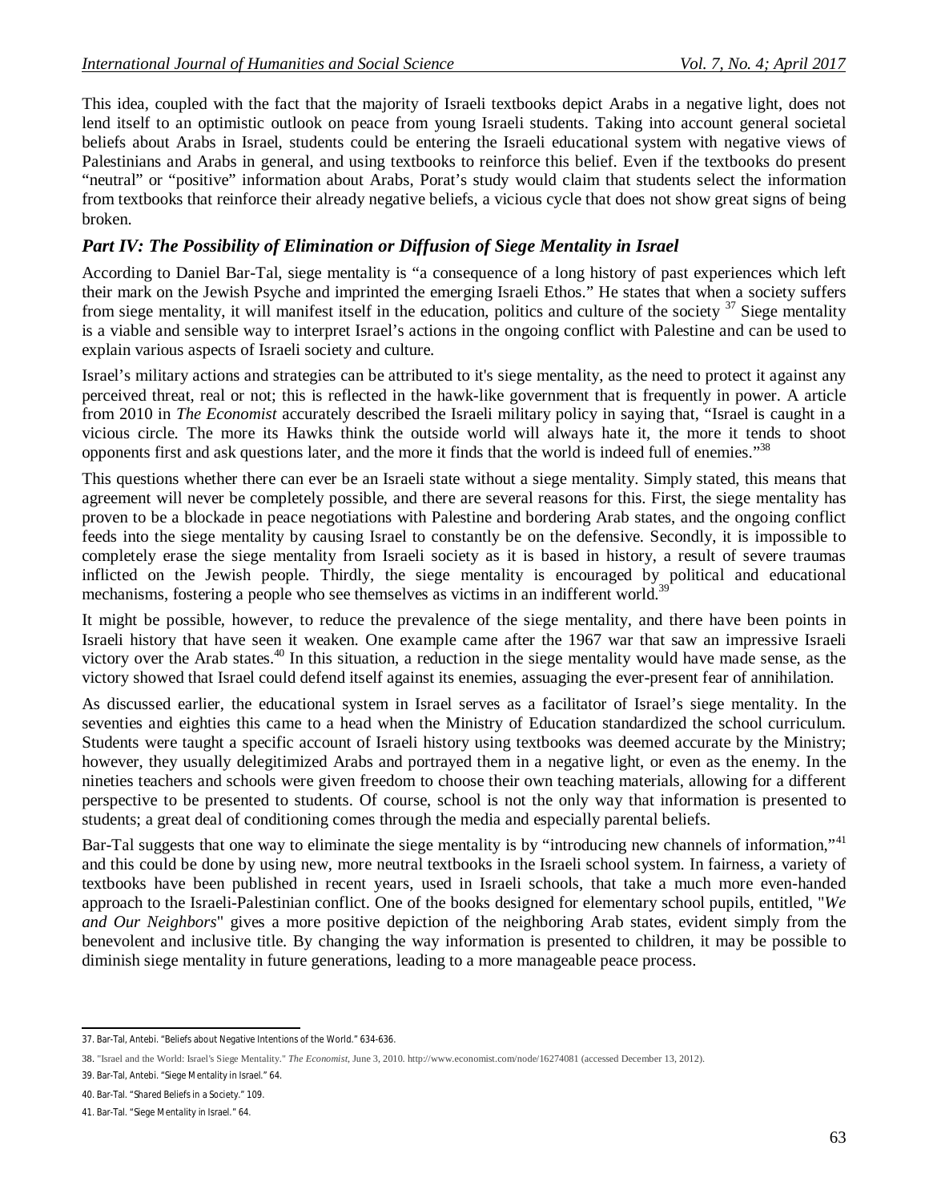This idea, coupled with the fact that the majority of Israeli textbooks depict Arabs in a negative light, does not lend itself to an optimistic outlook on peace from young Israeli students. Taking into account general societal beliefs about Arabs in Israel, students could be entering the Israeli educational system with negative views of Palestinians and Arabs in general, and using textbooks to reinforce this belief. Even if the textbooks do present "neutral" or "positive" information about Arabs, Porat's study would claim that students select the information from textbooks that reinforce their already negative beliefs, a vicious cycle that does not show great signs of being broken.

### *Part IV: The Possibility of Elimination or Diffusion of Siege Mentality in Israel*

According to Daniel Bar-Tal, siege mentality is "a consequence of a long history of past experiences which left their mark on the Jewish Psyche and imprinted the emerging Israeli Ethos." He states that when a society suffers from siege mentality, it will manifest itself in the education, politics and culture of the society [37] Siege mentality is a viable and sensible way to interpret Israel's actions in the ongoing conflict with Palestine and can be used to explain various aspects of Israeli society and culture.

Israel's military actions and strategies can be attributed to it's siege mentality, as the need to protect it against any perceived threat, real or not; this is reflected in the hawk-like government that is frequently in power. A article from 2010 in *The Economist* accurately described the Israeli military policy in saying that, "Israel is caught in a vicious circle. The more its Hawks think the outside world will always hate it, the more it tends to shoot opponents first and ask questions later, and the more it finds that the world is indeed full of enemies."[38]

This questions whether there can ever be an Israeli state without a siege mentality. Simply stated, this means that agreement will never be completely possible, and there are several reasons for this. First, the siege mentality has proven to be a blockade in peace negotiations with Palestine and bordering Arab states, and the ongoing conflict feeds into the siege mentality by causing Israel to constantly be on the defensive. Secondly, it is impossible to completely erase the siege mentality from Israeli society as it is based in history, a result of severe traumas inflicted on the Jewish people. Thirdly, the siege mentality is encouraged by political and educational mechanisms, fostering a people who see themselves as victims in an indifferent world.[39]

It might be possible, however, to reduce the prevalence of the siege mentality, and there have been points in Israeli history that have seen it weaken. One example came after the 1967 war that saw an impressive Israeli victory over the Arab states.[40] In this situation, a reduction in the siege mentality would have made sense, as the victory showed that Israel could defend itself against its enemies, assuaging the ever-present fear of annihilation.

As discussed earlier, the educational system in Israel serves as a facilitator of Israel's siege mentality. In the seventies and eighties this came to a head when the Ministry of Education standardized the school curriculum. Students were taught a specific account of Israeli history using textbooks was deemed accurate by the Ministry; however, they usually delegitimized Arabs and portrayed them in a negative light, or even as the enemy. In the nineties teachers and schools were given freedom to choose their own teaching materials, allowing for a different perspective to be presented to students. Of course, school is not the only way that information is presented to students; a great deal of conditioning comes through the media and especially parental beliefs.

Bar-Tal suggests that one way to eliminate the siege mentality is by "introducing new channels of information,"[41] and this could be done by using new, more neutral textbooks in the Israeli school system. In fairness, a variety of textbooks have been published in recent years, used in Israeli schools, that take a much more even-handed approach to the Israeli-Palestinian conflict. One of the books designed for elementary school pupils, entitled, "*We and Our Neighbors*" gives a more positive depiction of the neighboring Arab states, evident simply from the benevolent and inclusive title. By changing the way information is presented to children, it may be possible to diminish siege mentality in future generations, leading to a more manageable peace process.

---

37. Bar-Tal, Antebi. "Beliefs about Negative Intentions of the World." 634-636.

38. "Israel and the World: Israel's Siege Mentality." *The Economist*, June 3, 2010. http://www.economist.com/node/16274081 (accessed December 13, 2012).

39. Bar-Tal, Antebi. "Siege Mentality in Israel." 64.

40. Bar-Tal. "Shared Beliefs in a Society." 109.

41. Bar-Tal. "Siege Mentality in Israel." 64.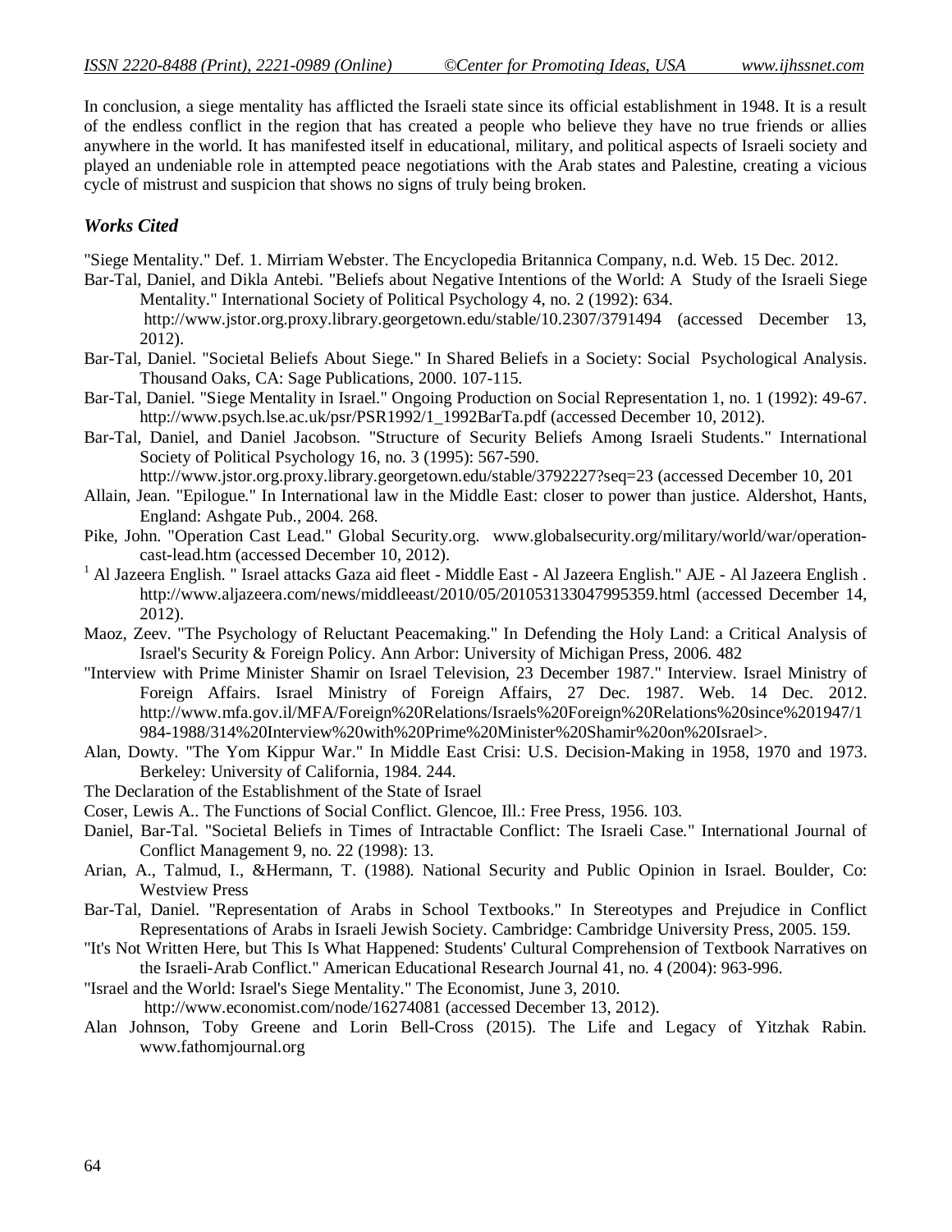In conclusion, a siege mentality has afflicted the Israeli state since its official establishment in 1948. It is a result of the endless conflict in the region that has created a people who believe they have no true friends or allies anywhere in the world. It has manifested itself in educational, military, and political aspects of Israeli society and played an undeniable role in attempted peace negotiations with the Arab states and Palestine, creating a vicious cycle of mistrust and suspicion that shows no signs of truly being broken.

### *Works Cited*

"Siege Mentality." Def. 1. Mirriam Webster. The Encyclopedia Britannica Company, n.d. Web. 15 Dec. 2012.

Bar-Tal, Daniel, and Dikla Antebi. "Beliefs about Negative Intentions of the World: A Study of the Israeli Siege Mentality." International Society of Political Psychology 4, no. 2 (1992): 634. http://www.jstor.org.proxy.library.georgetown.edu/stable/10.2307/3791494 (accessed December 13, 2012).

Bar-Tal, Daniel. "Societal Beliefs About Siege." In Shared Beliefs in a Society: Social Psychological Analysis. Thousand Oaks, CA: Sage Publications, 2000. 107-115.

Bar-Tal, Daniel. "Siege Mentality in Israel." Ongoing Production on Social Representation 1, no. 1 (1992): 49-67. http://www.psych.lse.ac.uk/psr/PSR1992/1_1992BarTa.pdf (accessed December 10, 2012).

Bar-Tal, Daniel, and Daniel Jacobson. "Structure of Security Beliefs Among Israeli Students." International Society of Political Psychology 16, no. 3 (1995): 567-590. http://www.jstor.org.proxy.library.georgetown.edu/stable/3792227?seq=23 (accessed December 10, 201

Allain, Jean. "Epilogue." In International law in the Middle East: closer to power than justice. Aldershot, Hants, England: Ashgate Pub., 2004. 268.

Pike, John. "Operation Cast Lead." Global Security.org. www.globalsecurity.org/military/world/war/operation-cast-lead.htm (accessed December 10, 2012).

[1] Al Jazeera English. " Israel attacks Gaza aid fleet - Middle East - Al Jazeera English." AJE - Al Jazeera English . http://www.aljazeera.com/news/middleeast/2010/05/201053133047995359.html (accessed December 14, 2012).

Maoz, Zeev. "The Psychology of Reluctant Peacemaking." In Defending the Holy Land: a Critical Analysis of Israel's Security & Foreign Policy. Ann Arbor: University of Michigan Press, 2006. 482

"Interview with Prime Minister Shamir on Israel Television, 23 December 1987." Interview. Israel Ministry of Foreign Affairs. Israel Ministry of Foreign Affairs, 27 Dec. 1987. Web. 14 Dec. 2012. http://www.mfa.gov.il/MFA/Foreign%20Relations/Israels%20Foreign%20Relations%20since%201947/1984-1988/314%20Interview%20with%20Prime%20Minister%20Shamir%20on%20Israel>.

Alan, Dowty. "The Yom Kippur War." In Middle East Crisi: U.S. Decision-Making in 1958, 1970 and 1973. Berkeley: University of California, 1984. 244.

The Declaration of the Establishment of the State of Israel

Coser, Lewis A.. The Functions of Social Conflict. Glencoe, Ill.: Free Press, 1956. 103.

Daniel, Bar-Tal. "Societal Beliefs in Times of Intractable Conflict: The Israeli Case." International Journal of Conflict Management 9, no. 22 (1998): 13.

Arian, A., Talmud, I., &Hermann, T. (1988). National Security and Public Opinion in Israel. Boulder, Co: Westview Press

Bar-Tal, Daniel. "Representation of Arabs in School Textbooks." In Stereotypes and Prejudice in Conflict Representations of Arabs in Israeli Jewish Society. Cambridge: Cambridge University Press, 2005. 159.

"It's Not Written Here, but This Is What Happened: Students' Cultural Comprehension of Textbook Narratives on the Israeli-Arab Conflict." American Educational Research Journal 41, no. 4 (2004): 963-996.

"Israel and the World: Israel's Siege Mentality." The Economist, June 3, 2010. http://www.economist.com/node/16274081 (accessed December 13, 2012).

Alan Johnson, Toby Greene and Lorin Bell-Cross (2015). The Life and Legacy of Yitzhak Rabin. www.fathomjournal.org